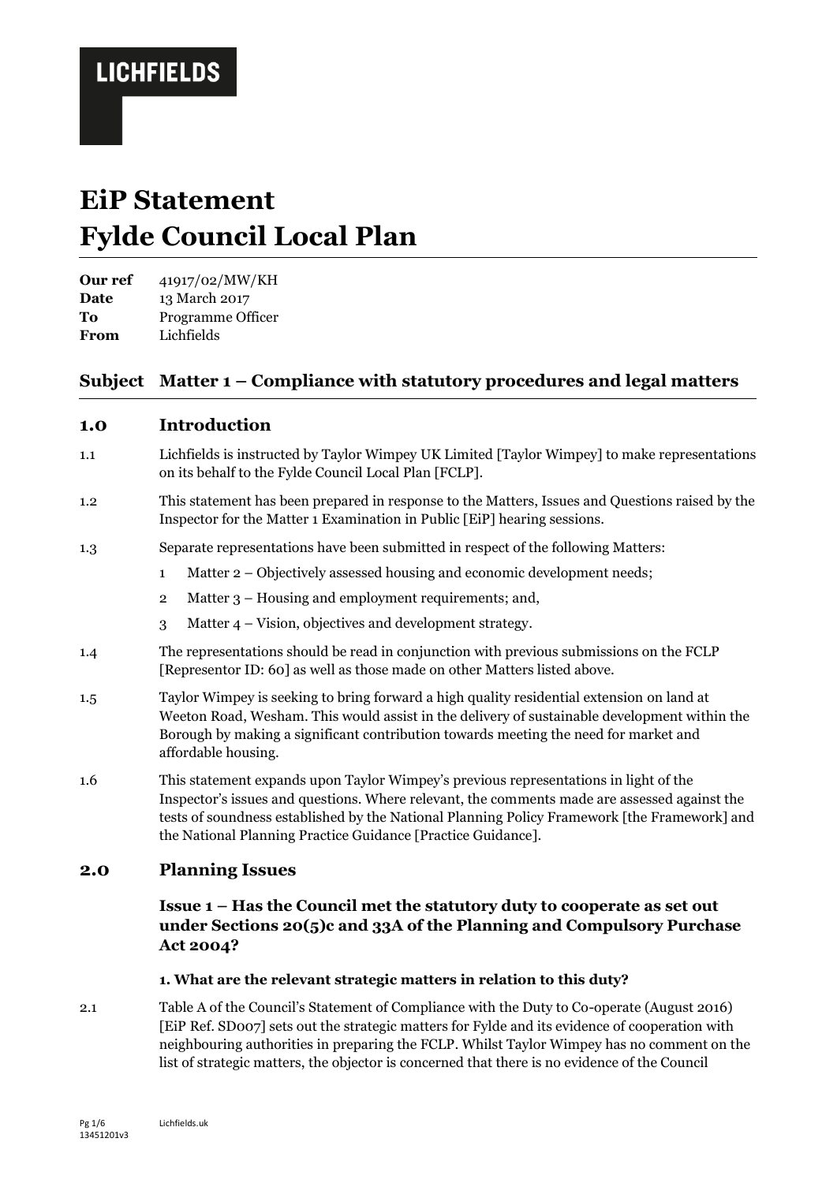**LICHFIELDS**

# EiP Statement
# Fylde Council Local Plan

| | |
|---|---|
| **Our ref** | 41917/02/MW/KH |
| **Date** | 13 March 2017 |
| **To** | Programme Officer |
| **From** | Lichfields |

## Subject Matter 1 – Compliance with statutory procedures and legal matters

## 1.0 Introduction

1.1 Lichfields is instructed by Taylor Wimpey UK Limited [Taylor Wimpey] to make representations on its behalf to the Fylde Council Local Plan [FCLP].

1.2 This statement has been prepared in response to the Matters, Issues and Questions raised by the Inspector for the Matter 1 Examination in Public [EiP] hearing sessions.

1.3 Separate representations have been submitted in respect of the following Matters:

1. Matter 2 – Objectively assessed housing and economic development needs;
2. Matter 3 – Housing and employment requirements; and,
3. Matter 4 – Vision, objectives and development strategy.

1.4 The representations should be read in conjunction with previous submissions on the FCLP [Representor ID: 60] as well as those made on other Matters listed above.

1.5 Taylor Wimpey is seeking to bring forward a high quality residential extension on land at Weeton Road, Wesham. This would assist in the delivery of sustainable development within the Borough by making a significant contribution towards meeting the need for market and affordable housing.

1.6 This statement expands upon Taylor Wimpey's previous representations in light of the Inspector's issues and questions. Where relevant, the comments made are assessed against the tests of soundness established by the National Planning Policy Framework [the Framework] and the National Planning Practice Guidance [Practice Guidance].

## 2.0 Planning Issues

### Issue 1 – Has the Council met the statutory duty to cooperate as set out under Sections 20(5)c and 33A of the Planning and Compulsory Purchase Act 2004?

#### 1. What are the relevant strategic matters in relation to this duty?

2.1 Table A of the Council's Statement of Compliance with the Duty to Co-operate (August 2016) [EiP Ref. SD007] sets out the strategic matters for Fylde and its evidence of cooperation with neighbouring authorities in preparing the FCLP. Whilst Taylor Wimpey has no comment on the list of strategic matters, the objector is concerned that there is no evidence of the Council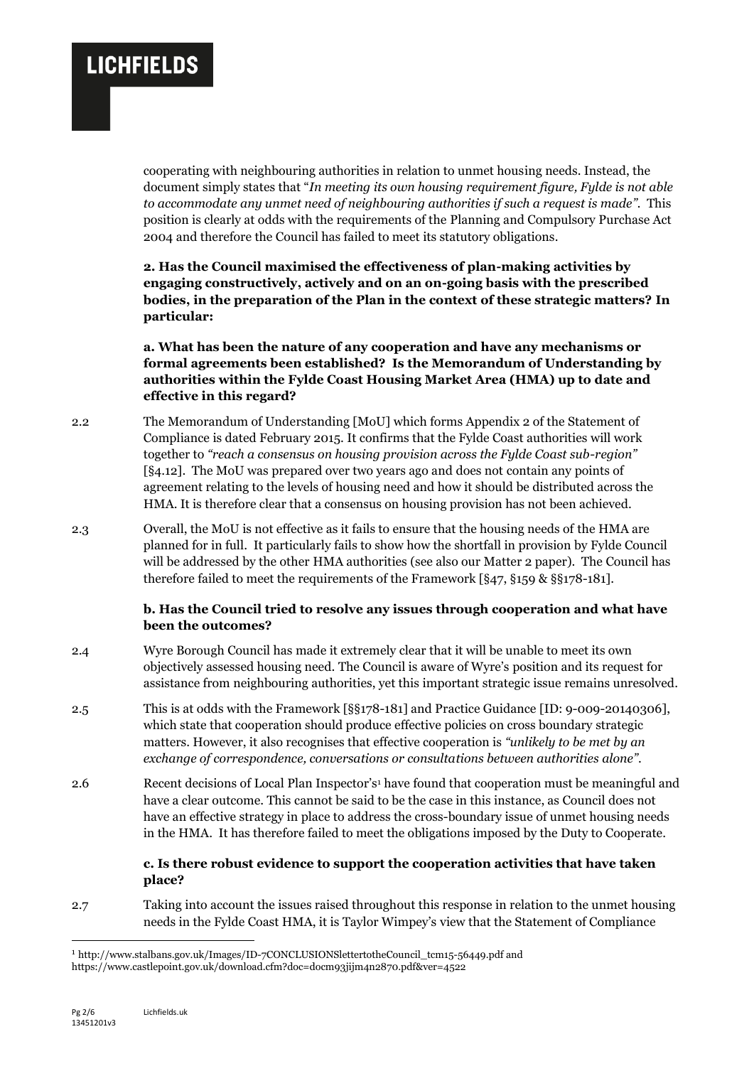cooperating with neighbouring authorities in relation to unmet housing needs. Instead, the document simply states that "*In meeting its own housing requirement figure, Fylde is not able to accommodate any unmet need of neighbouring authorities if such a request is made*". This position is clearly at odds with the requirements of the Planning and Compulsory Purchase Act 2004 and therefore the Council has failed to meet its statutory obligations.

**2. Has the Council maximised the effectiveness of plan-making activities by engaging constructively, actively and on an on-going basis with the prescribed bodies, in the preparation of the Plan in the context of these strategic matters? In particular:**

**a. What has been the nature of any cooperation and have any mechanisms or formal agreements been established? Is the Memorandum of Understanding by authorities within the Fylde Coast Housing Market Area (HMA) up to date and effective in this regard?**

2.2 The Memorandum of Understanding [MoU] which forms Appendix 2 of the Statement of Compliance is dated February 2015. It confirms that the Fylde Coast authorities will work together to *"reach a consensus on housing provision across the Fylde Coast sub-region"* [§4.12]. The MoU was prepared over two years ago and does not contain any points of agreement relating to the levels of housing need and how it should be distributed across the HMA. It is therefore clear that a consensus on housing provision has not been achieved.

2.3 Overall, the MoU is not effective as it fails to ensure that the housing needs of the HMA are planned for in full. It particularly fails to show how the shortfall in provision by Fylde Council will be addressed by the other HMA authorities (see also our Matter 2 paper). The Council has therefore failed to meet the requirements of the Framework [§47, §159 & §§178-181].

**b. Has the Council tried to resolve any issues through cooperation and what have been the outcomes?**

2.4 Wyre Borough Council has made it extremely clear that it will be unable to meet its own objectively assessed housing need. The Council is aware of Wyre's position and its request for assistance from neighbouring authorities, yet this important strategic issue remains unresolved.

2.5 This is at odds with the Framework [§§178-181] and Practice Guidance [ID: 9-009-20140306], which state that cooperation should produce effective policies on cross boundary strategic matters. However, it also recognises that effective cooperation is *"unlikely to be met by an exchange of correspondence, conversations or consultations between authorities alone"*.

2.6 Recent decisions of Local Plan Inspector's[1] have found that cooperation must be meaningful and have a clear outcome. This cannot be said to be the case in this instance, as Council does not have an effective strategy in place to address the cross-boundary issue of unmet housing needs in the HMA. It has therefore failed to meet the obligations imposed by the Duty to Cooperate.

**c. Is there robust evidence to support the cooperation activities that have taken place?**

2.7 Taking into account the issues raised throughout this response in relation to the unmet housing needs in the Fylde Coast HMA, it is Taylor Wimpey's view that the Statement of Compliance

[1] http://www.stalbans.gov.uk/Images/ID-7CONCLUSIONSlettertotheCouncil_tcm15-56449.pdf and https://www.castlepoint.gov.uk/download.cfm?doc=docm93jijm4n2870.pdf&ver=4522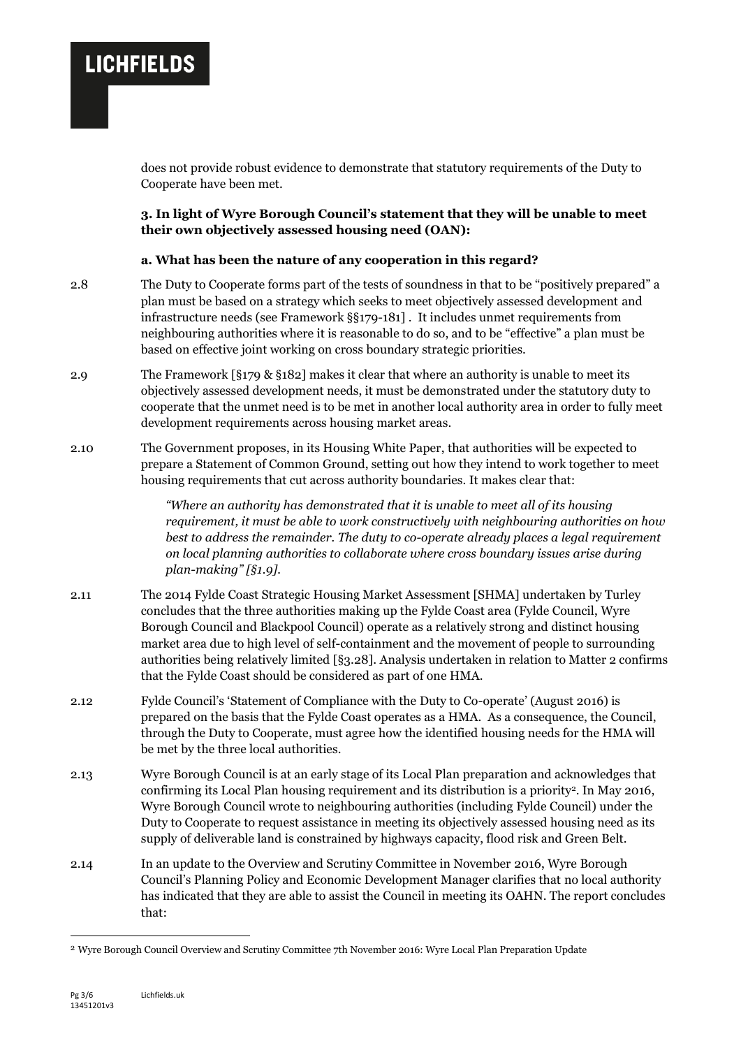does not provide robust evidence to demonstrate that statutory requirements of the Duty to Cooperate have been met.

**3. In light of Wyre Borough Council's statement that they will be unable to meet their own objectively assessed housing need (OAN):**

**a. What has been the nature of any cooperation in this regard?**

2.8 The Duty to Cooperate forms part of the tests of soundness in that to be "positively prepared" a plan must be based on a strategy which seeks to meet objectively assessed development and infrastructure needs (see Framework §§179-181] . It includes unmet requirements from neighbouring authorities where it is reasonable to do so, and to be "effective" a plan must be based on effective joint working on cross boundary strategic priorities.

2.9 The Framework [§179 & §182] makes it clear that where an authority is unable to meet its objectively assessed development needs, it must be demonstrated under the statutory duty to cooperate that the unmet need is to be met in another local authority area in order to fully meet development requirements across housing market areas.

2.10 The Government proposes, in its Housing White Paper, that authorities will be expected to prepare a Statement of Common Ground, setting out how they intend to work together to meet housing requirements that cut across authority boundaries. It makes clear that:

> *"Where an authority has demonstrated that it is unable to meet all of its housing requirement, it must be able to work constructively with neighbouring authorities on how best to address the remainder. The duty to co-operate already places a legal requirement on local planning authorities to collaborate where cross boundary issues arise during plan-making" [§1.9].*

2.11 The 2014 Fylde Coast Strategic Housing Market Assessment [SHMA] undertaken by Turley concludes that the three authorities making up the Fylde Coast area (Fylde Council, Wyre Borough Council and Blackpool Council) operate as a relatively strong and distinct housing market area due to high level of self-containment and the movement of people to surrounding authorities being relatively limited [§3.28]. Analysis undertaken in relation to Matter 2 confirms that the Fylde Coast should be considered as part of one HMA.

2.12 Fylde Council's 'Statement of Compliance with the Duty to Co-operate' (August 2016) is prepared on the basis that the Fylde Coast operates as a HMA. As a consequence, the Council, through the Duty to Cooperate, must agree how the identified housing needs for the HMA will be met by the three local authorities.

2.13 Wyre Borough Council is at an early stage of its Local Plan preparation and acknowledges that confirming its Local Plan housing requirement and its distribution is a priority[2]. In May 2016, Wyre Borough Council wrote to neighbouring authorities (including Fylde Council) under the Duty to Cooperate to request assistance in meeting its objectively assessed housing need as its supply of deliverable land is constrained by highways capacity, flood risk and Green Belt.

2.14 In an update to the Overview and Scrutiny Committee in November 2016, Wyre Borough Council's Planning Policy and Economic Development Manager clarifies that no local authority has indicated that they are able to assist the Council in meeting its OAHN. The report concludes that:

[2] Wyre Borough Council Overview and Scrutiny Committee 7th November 2016: Wyre Local Plan Preparation Update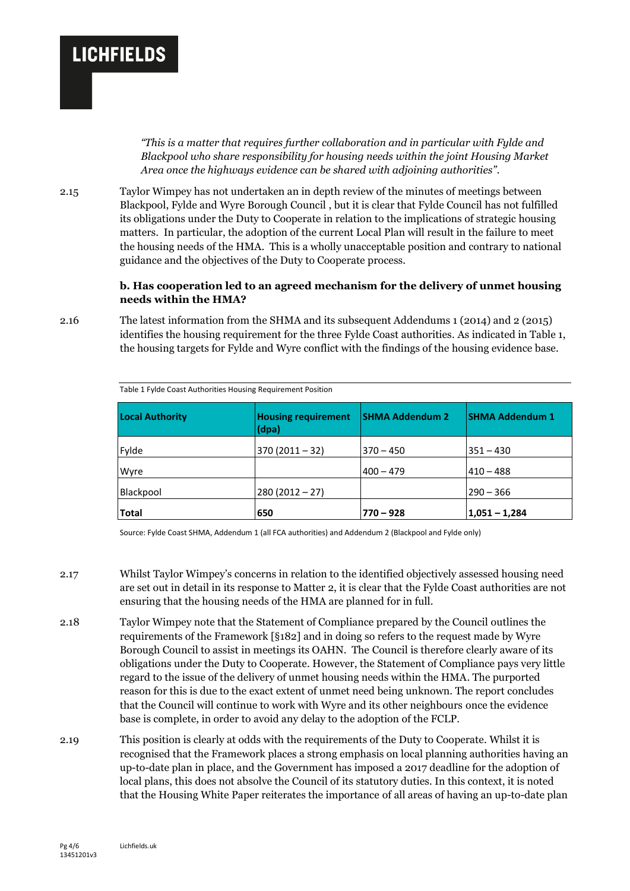*"This is a matter that requires further collaboration and in particular with Fylde and Blackpool who share responsibility for housing needs within the joint Housing Market Area once the highways evidence can be shared with adjoining authorities".*

2.15 Taylor Wimpey has not undertaken an in depth review of the minutes of meetings between Blackpool, Fylde and Wyre Borough Council , but it is clear that Fylde Council has not fulfilled its obligations under the Duty to Cooperate in relation to the implications of strategic housing matters. In particular, the adoption of the current Local Plan will result in the failure to meet the housing needs of the HMA. This is a wholly unacceptable position and contrary to national guidance and the objectives of the Duty to Cooperate process.

**b. Has cooperation led to an agreed mechanism for the delivery of unmet housing needs within the HMA?**

2.16 The latest information from the SHMA and its subsequent Addendums 1 (2014) and 2 (2015) identifies the housing requirement for the three Fylde Coast authorities. As indicated in Table 1, the housing targets for Fylde and Wyre conflict with the findings of the housing evidence base.

Table 1 Fylde Coast Authorities Housing Requirement Position

| Local Authority | Housing requirement (dpa) | SHMA Addendum 2 | SHMA Addendum 1 |
|---|---|---|---|
| Fylde | 370 (2011 – 32) | 370 – 450 | 351 – 430 |
| Wyre | | 400 – 479 | 410 – 488 |
| Blackpool | 280 (2012 – 27) | | 290 – 366 |
| **Total** | **650** | **770 – 928** | **1,051 – 1,284** |

Source: Fylde Coast SHMA, Addendum 1 (all FCA authorities) and Addendum 2 (Blackpool and Fylde only)

2.17 Whilst Taylor Wimpey's concerns in relation to the identified objectively assessed housing need are set out in detail in its response to Matter 2, it is clear that the Fylde Coast authorities are not ensuring that the housing needs of the HMA are planned for in full.

2.18 Taylor Wimpey note that the Statement of Compliance prepared by the Council outlines the requirements of the Framework [§182] and in doing so refers to the request made by Wyre Borough Council to assist in meetings its OAHN. The Council is therefore clearly aware of its obligations under the Duty to Cooperate. However, the Statement of Compliance pays very little regard to the issue of the delivery of unmet housing needs within the HMA. The purported reason for this is due to the exact extent of unmet need being unknown. The report concludes that the Council will continue to work with Wyre and its other neighbours once the evidence base is complete, in order to avoid any delay to the adoption of the FCLP.

2.19 This position is clearly at odds with the requirements of the Duty to Cooperate. Whilst it is recognised that the Framework places a strong emphasis on local planning authorities having an up-to-date plan in place, and the Government has imposed a 2017 deadline for the adoption of local plans, this does not absolve the Council of its statutory duties. In this context, it is noted that the Housing White Paper reiterates the importance of all areas of having an up-to-date plan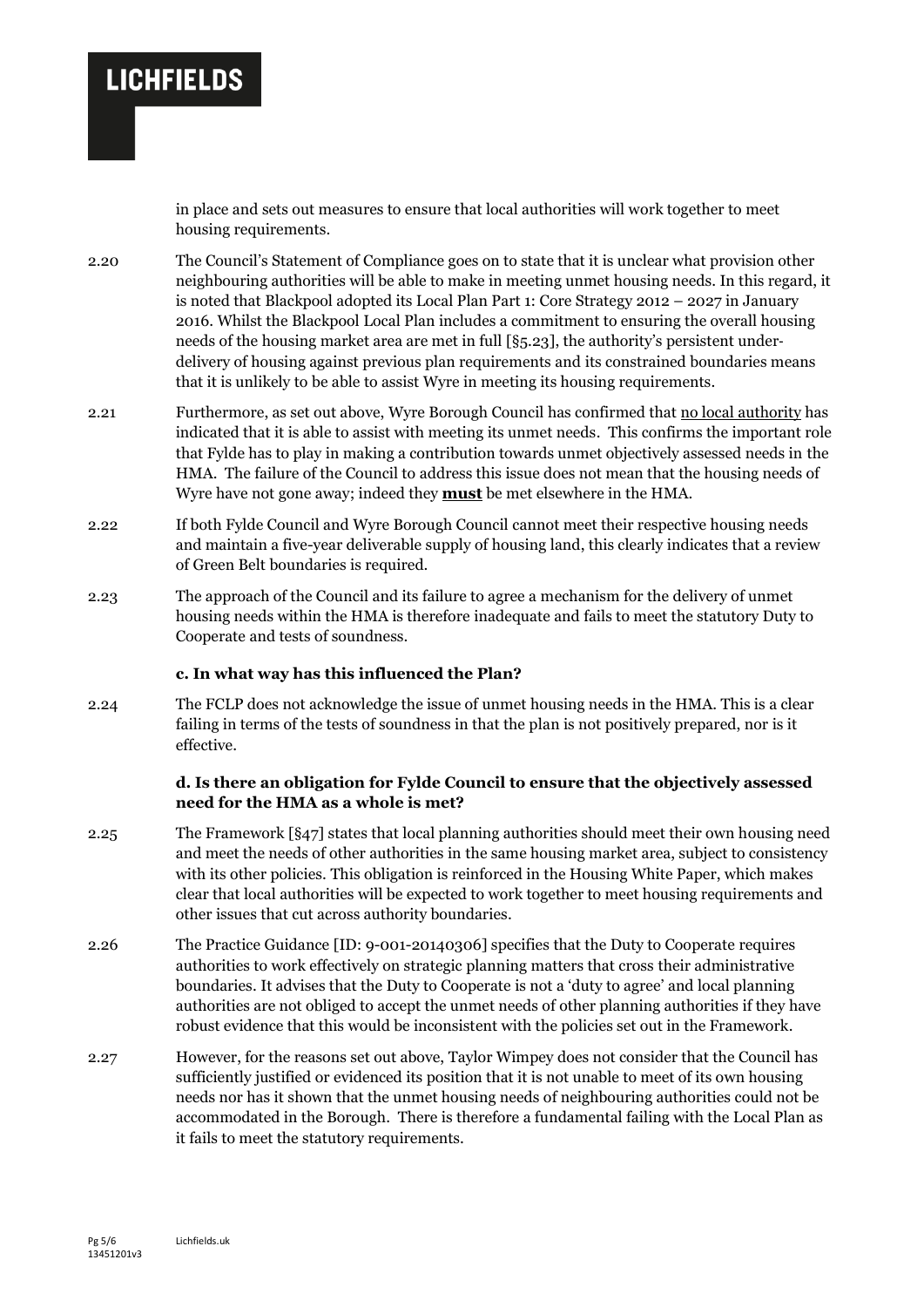in place and sets out measures to ensure that local authorities will work together to meet housing requirements.

2.20 The Council's Statement of Compliance goes on to state that it is unclear what provision other neighbouring authorities will be able to make in meeting unmet housing needs. In this regard, it is noted that Blackpool adopted its Local Plan Part 1: Core Strategy 2012 – 2027 in January 2016. Whilst the Blackpool Local Plan includes a commitment to ensuring the overall housing needs of the housing market area are met in full [§5.23], the authority's persistent under-delivery of housing against previous plan requirements and its constrained boundaries means that it is unlikely to be able to assist Wyre in meeting its housing requirements.

2.21 Furthermore, as set out above, Wyre Borough Council has confirmed that no local authority has indicated that it is able to assist with meeting its unmet needs. This confirms the important role that Fylde has to play in making a contribution towards unmet objectively assessed needs in the HMA. The failure of the Council to address this issue does not mean that the housing needs of Wyre have not gone away; indeed they **must** be met elsewhere in the HMA.

2.22 If both Fylde Council and Wyre Borough Council cannot meet their respective housing needs and maintain a five-year deliverable supply of housing land, this clearly indicates that a review of Green Belt boundaries is required.

2.23 The approach of the Council and its failure to agree a mechanism for the delivery of unmet housing needs within the HMA is therefore inadequate and fails to meet the statutory Duty to Cooperate and tests of soundness.

**c. In what way has this influenced the Plan?**

2.24 The FCLP does not acknowledge the issue of unmet housing needs in the HMA. This is a clear failing in terms of the tests of soundness in that the plan is not positively prepared, nor is it effective.

**d. Is there an obligation for Fylde Council to ensure that the objectively assessed need for the HMA as a whole is met?**

2.25 The Framework [§47] states that local planning authorities should meet their own housing need and meet the needs of other authorities in the same housing market area, subject to consistency with its other policies. This obligation is reinforced in the Housing White Paper, which makes clear that local authorities will be expected to work together to meet housing requirements and other issues that cut across authority boundaries.

2.26 The Practice Guidance [ID: 9-001-20140306] specifies that the Duty to Cooperate requires authorities to work effectively on strategic planning matters that cross their administrative boundaries. It advises that the Duty to Cooperate is not a 'duty to agree' and local planning authorities are not obliged to accept the unmet needs of other planning authorities if they have robust evidence that this would be inconsistent with the policies set out in the Framework.

2.27 However, for the reasons set out above, Taylor Wimpey does not consider that the Council has sufficiently justified or evidenced its position that it is not unable to meet of its own housing needs nor has it shown that the unmet housing needs of neighbouring authorities could not be accommodated in the Borough. There is therefore a fundamental failing with the Local Plan as it fails to meet the statutory requirements.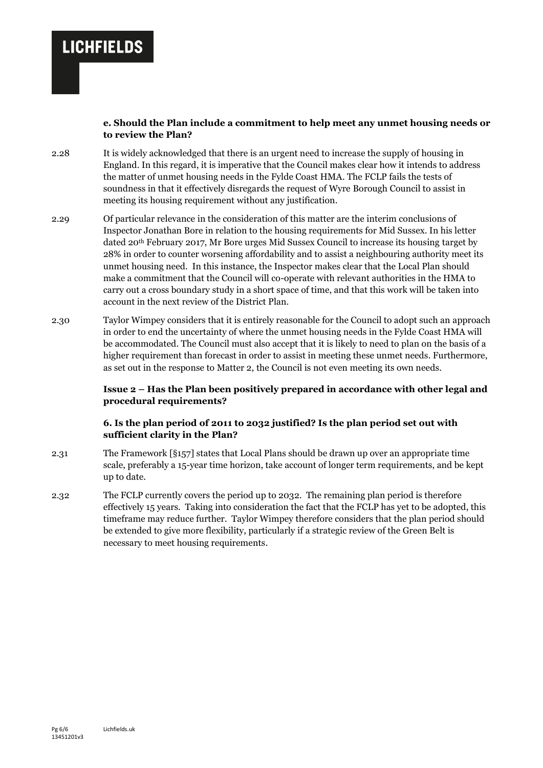**e. Should the Plan include a commitment to help meet any unmet housing needs or to review the Plan?**

2.28 It is widely acknowledged that there is an urgent need to increase the supply of housing in England. In this regard, it is imperative that the Council makes clear how it intends to address the matter of unmet housing needs in the Fylde Coast HMA. The FCLP fails the tests of soundness in that it effectively disregards the request of Wyre Borough Council to assist in meeting its housing requirement without any justification.

2.29 Of particular relevance in the consideration of this matter are the interim conclusions of Inspector Jonathan Bore in relation to the housing requirements for Mid Sussex. In his letter dated 20th February 2017, Mr Bore urges Mid Sussex Council to increase its housing target by 28% in order to counter worsening affordability and to assist a neighbouring authority meet its unmet housing need. In this instance, the Inspector makes clear that the Local Plan should make a commitment that the Council will co-operate with relevant authorities in the HMA to carry out a cross boundary study in a short space of time, and that this work will be taken into account in the next review of the District Plan.

2.30 Taylor Wimpey considers that it is entirely reasonable for the Council to adopt such an approach in order to end the uncertainty of where the unmet housing needs in the Fylde Coast HMA will be accommodated. The Council must also accept that it is likely to need to plan on the basis of a higher requirement than forecast in order to assist in meeting these unmet needs. Furthermore, as set out in the response to Matter 2, the Council is not even meeting its own needs.

**Issue 2 – Has the Plan been positively prepared in accordance with other legal and procedural requirements?**

**6. Is the plan period of 2011 to 2032 justified? Is the plan period set out with sufficient clarity in the Plan?**

2.31 The Framework [§157] states that Local Plans should be drawn up over an appropriate time scale, preferably a 15-year time horizon, take account of longer term requirements, and be kept up to date.

2.32 The FCLP currently covers the period up to 2032. The remaining plan period is therefore effectively 15 years. Taking into consideration the fact that the FCLP has yet to be adopted, this timeframe may reduce further. Taylor Wimpey therefore considers that the plan period should be extended to give more flexibility, particularly if a strategic review of the Green Belt is necessary to meet housing requirements.